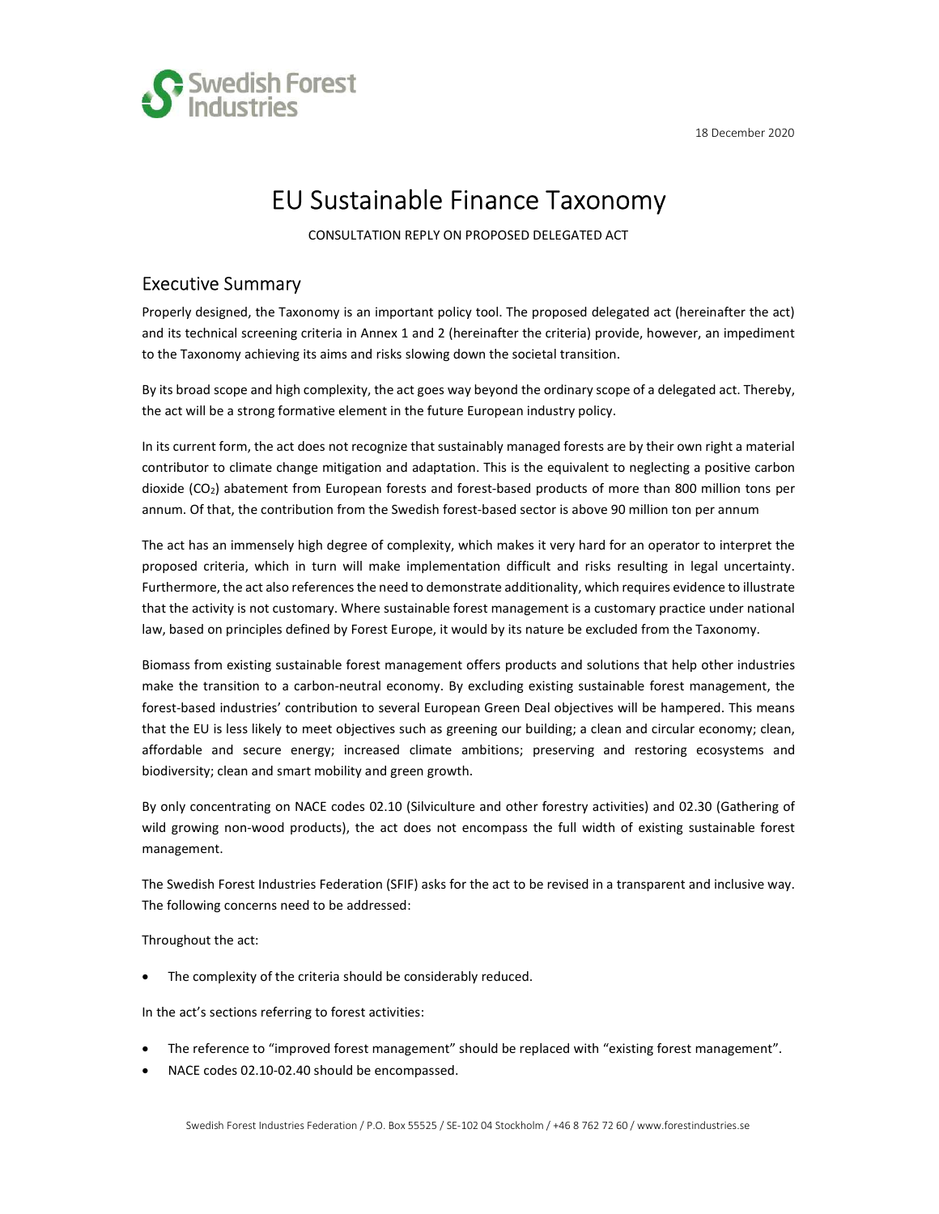Swedish Forest Industries

18 December 2020

# EU Sustainable Finance Taxonomy

CONSULTATION REPLY ON PROPOSED DELEGATED ACT

## Executive Summary

Properly designed, the Taxonomy is an important policy tool. The proposed delegated act (hereinafter the act) and its technical screening criteria in Annex 1 and 2 (hereinafter the criteria) provide, however, an impediment to the Taxonomy achieving its aims and risks slowing down the societal transition.

By its broad scope and high complexity, the act goes way beyond the ordinary scope of a delegated act. Thereby, the act will be a strong formative element in the future European industry policy.

In its current form, the act does not recognize that sustainably managed forests are by their own right a material contributor to climate change mitigation and adaptation. This is the equivalent to neglecting a positive carbon dioxide ($CO_2$) abatement from European forests and forest-based products of more than 800 million tons per annum. Of that, the contribution from the Swedish forest-based sector is above 90 million ton per annum

The act has an immensely high degree of complexity, which makes it very hard for an operator to interpret the proposed criteria, which in turn will make implementation difficult and risks resulting in legal uncertainty. Furthermore, the act also references the need to demonstrate additionality, which requires evidence to illustrate that the activity is not customary. Where sustainable forest management is a customary practice under national law, based on principles defined by Forest Europe, it would by its nature be excluded from the Taxonomy.

Biomass from existing sustainable forest management offers products and solutions that help other industries make the transition to a carbon-neutral economy. By excluding existing sustainable forest management, the forest-based industries' contribution to several European Green Deal objectives will be hampered. This means that the EU is less likely to meet objectives such as greening our building; a clean and circular economy; clean, affordable and secure energy; increased climate ambitions; preserving and restoring ecosystems and biodiversity; clean and smart mobility and green growth.

By only concentrating on NACE codes 02.10 (Silviculture and other forestry activities) and 02.30 (Gathering of wild growing non-wood products), the act does not encompass the full width of existing sustainable forest management.

The Swedish Forest Industries Federation (SFIF) asks for the act to be revised in a transparent and inclusive way. The following concerns need to be addressed:

Throughout the act:

- The complexity of the criteria should be considerably reduced.

In the act's sections referring to forest activities:

- The reference to "improved forest management" should be replaced with "existing forest management".
- NACE codes 02.10-02.40 should be encompassed.

Swedish Forest Industries Federation / P.O. Box 55525 / SE-102 04 Stockholm / +46 8 762 72 60 / www.forestindustries.se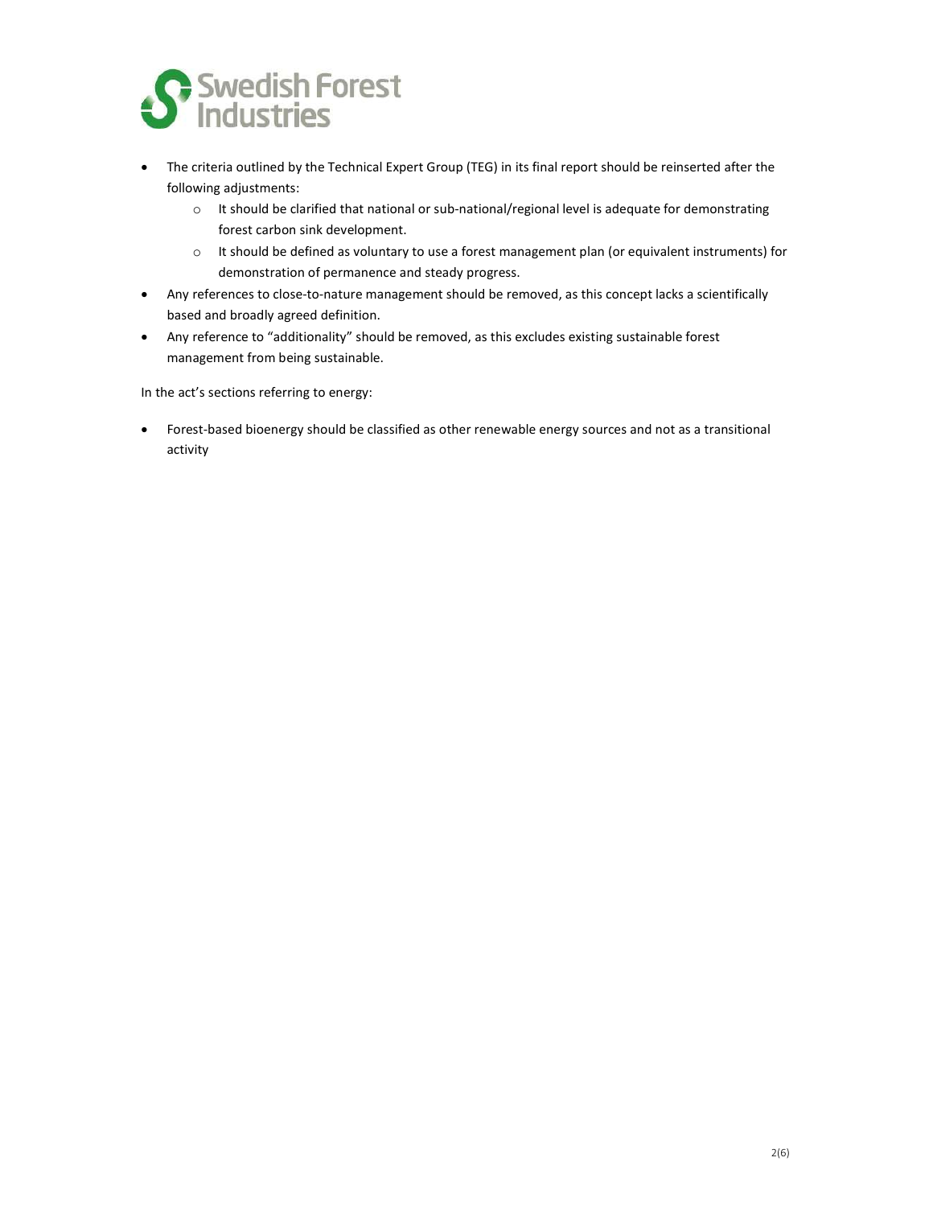- The criteria outlined by the Technical Expert Group (TEG) in its final report should be reinserted after the following adjustments:
  - It should be clarified that national or sub-national/regional level is adequate for demonstrating forest carbon sink development.
  - It should be defined as voluntary to use a forest management plan (or equivalent instruments) for demonstration of permanence and steady progress.
- Any references to close-to-nature management should be removed, as this concept lacks a scientifically based and broadly agreed definition.
- Any reference to "additionality" should be removed, as this excludes existing sustainable forest management from being sustainable.

In the act's sections referring to energy:

- Forest-based bioenergy should be classified as other renewable energy sources and not as a transitional activity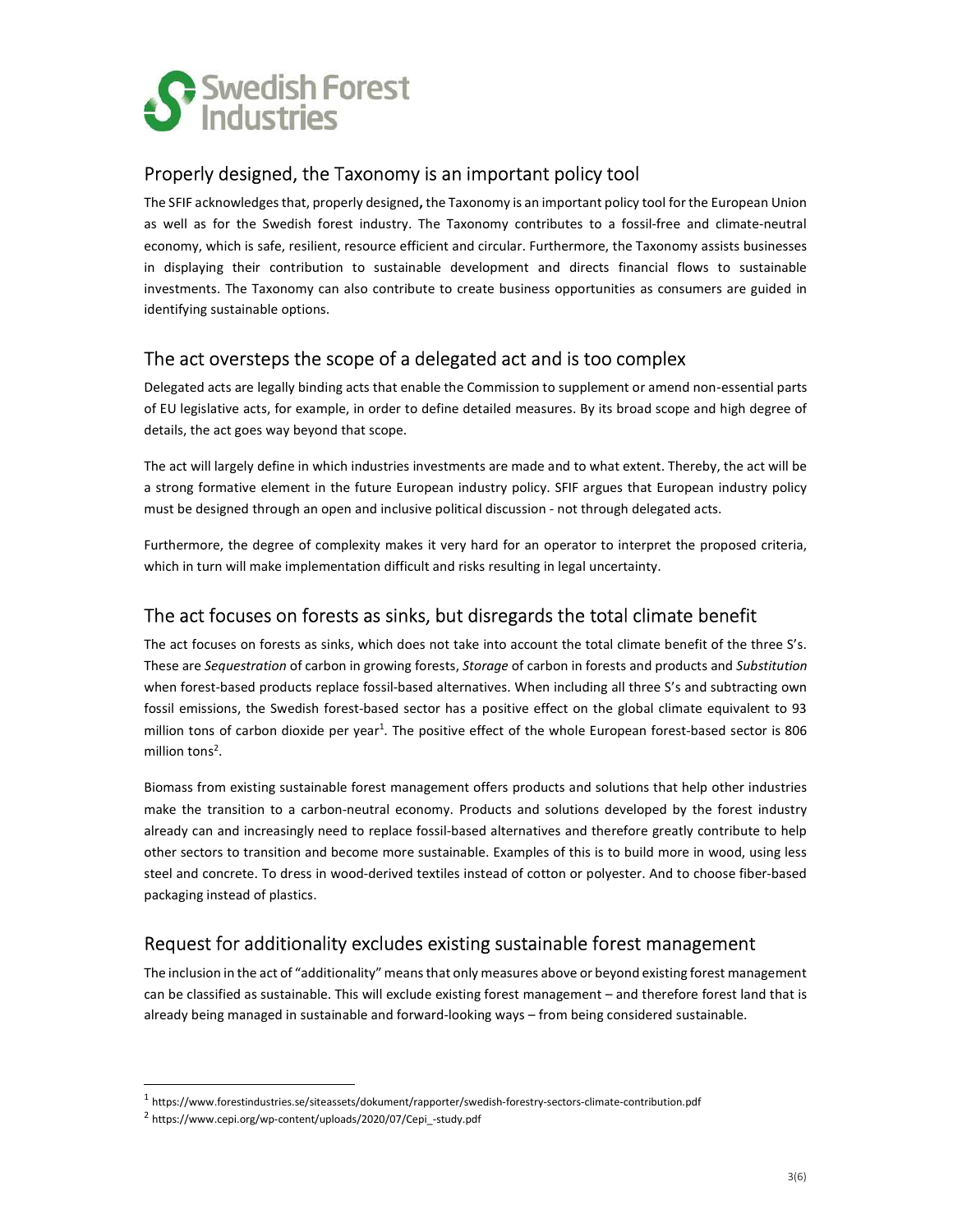## Properly designed, the Taxonomy is an important policy tool

The SFIF acknowledges that, properly designed**,** the Taxonomy is an important policy tool for the European Union as well as for the Swedish forest industry. The Taxonomy contributes to a fossil-free and climate-neutral economy, which is safe, resilient, resource efficient and circular. Furthermore, the Taxonomy assists businesses in displaying their contribution to sustainable development and directs financial flows to sustainable investments. The Taxonomy can also contribute to create business opportunities as consumers are guided in identifying sustainable options.

## The act oversteps the scope of a delegated act and is too complex

Delegated acts are legally binding acts that enable the Commission to supplement or amend non-essential parts of EU legislative acts, for example, in order to define detailed measures. By its broad scope and high degree of details, the act goes way beyond that scope.

The act will largely define in which industries investments are made and to what extent. Thereby, the act will be a strong formative element in the future European industry policy. SFIF argues that European industry policy must be designed through an open and inclusive political discussion - not through delegated acts.

Furthermore, the degree of complexity makes it very hard for an operator to interpret the proposed criteria, which in turn will make implementation difficult and risks resulting in legal uncertainty.

## The act focuses on forests as sinks, but disregards the total climate benefit

The act focuses on forests as sinks, which does not take into account the total climate benefit of the three S's. These are *Sequestration* of carbon in growing forests, *Storage* of carbon in forests and products and *Substitution* when forest-based products replace fossil-based alternatives. When including all three S's and subtracting own fossil emissions, the Swedish forest-based sector has a positive effect on the global climate equivalent to 93 million tons of carbon dioxide per year[1]. The positive effect of the whole European forest-based sector is 806 million tons[2].

Biomass from existing sustainable forest management offers products and solutions that help other industries make the transition to a carbon-neutral economy. Products and solutions developed by the forest industry already can and increasingly need to replace fossil-based alternatives and therefore greatly contribute to help other sectors to transition and become more sustainable. Examples of this is to build more in wood, using less steel and concrete. To dress in wood-derived textiles instead of cotton or polyester. And to choose fiber-based packaging instead of plastics.

## Request for additionality excludes existing sustainable forest management

The inclusion in the act of "additionality" means that only measures above or beyond existing forest management can be classified as sustainable. This will exclude existing forest management – and therefore forest land that is already being managed in sustainable and forward-looking ways – from being considered sustainable.

---

[1] https://www.forestindustries.se/siteassets/dokument/rapporter/swedish-forestry-sectors-climate-contribution.pdf

[2] https://www.cepi.org/wp-content/uploads/2020/07/Cepi_-study.pdf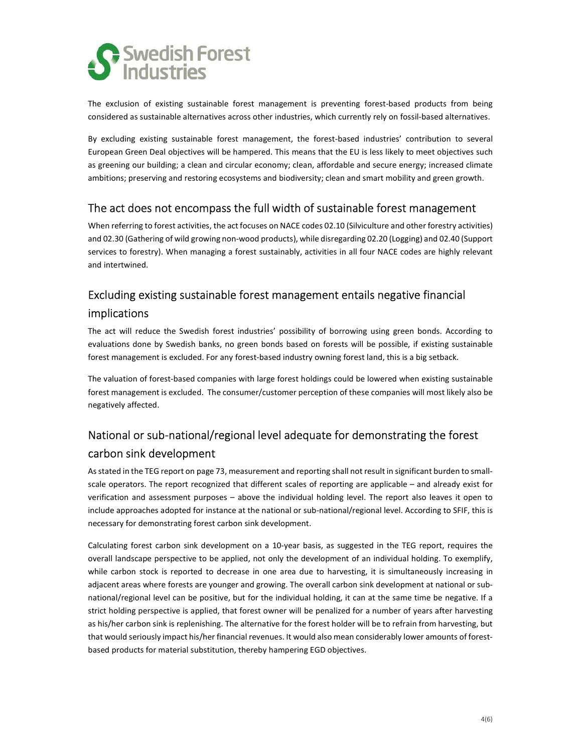The exclusion of existing sustainable forest management is preventing forest-based products from being considered as sustainable alternatives across other industries, which currently rely on fossil-based alternatives.

By excluding existing sustainable forest management, the forest-based industries' contribution to several European Green Deal objectives will be hampered. This means that the EU is less likely to meet objectives such as greening our building; a clean and circular economy; clean, affordable and secure energy; increased climate ambitions; preserving and restoring ecosystems and biodiversity; clean and smart mobility and green growth.

## The act does not encompass the full width of sustainable forest management

When referring to forest activities, the act focuses on NACE codes 02.10 (Silviculture and other forestry activities) and 02.30 (Gathering of wild growing non-wood products), while disregarding 02.20 (Logging) and 02.40 (Support services to forestry). When managing a forest sustainably, activities in all four NACE codes are highly relevant and intertwined.

## Excluding existing sustainable forest management entails negative financial implications

The act will reduce the Swedish forest industries' possibility of borrowing using green bonds. According to evaluations done by Swedish banks, no green bonds based on forests will be possible, if existing sustainable forest management is excluded. For any forest-based industry owning forest land, this is a big setback.

The valuation of forest-based companies with large forest holdings could be lowered when existing sustainable forest management is excluded. The consumer/customer perception of these companies will most likely also be negatively affected.

## National or sub-national/regional level adequate for demonstrating the forest carbon sink development

As stated in the TEG report on page 73, measurement and reporting shall not result in significant burden to small-scale operators. The report recognized that different scales of reporting are applicable – and already exist for verification and assessment purposes – above the individual holding level. The report also leaves it open to include approaches adopted for instance at the national or sub-national/regional level. According to SFIF, this is necessary for demonstrating forest carbon sink development.

Calculating forest carbon sink development on a 10-year basis, as suggested in the TEG report, requires the overall landscape perspective to be applied, not only the development of an individual holding. To exemplify, while carbon stock is reported to decrease in one area due to harvesting, it is simultaneously increasing in adjacent areas where forests are younger and growing. The overall carbon sink development at national or sub-national/regional level can be positive, but for the individual holding, it can at the same time be negative. If a strict holding perspective is applied, that forest owner will be penalized for a number of years after harvesting as his/her carbon sink is replenishing. The alternative for the forest holder will be to refrain from harvesting, but that would seriously impact his/her financial revenues. It would also mean considerably lower amounts of forest-based products for material substitution, thereby hampering EGD objectives.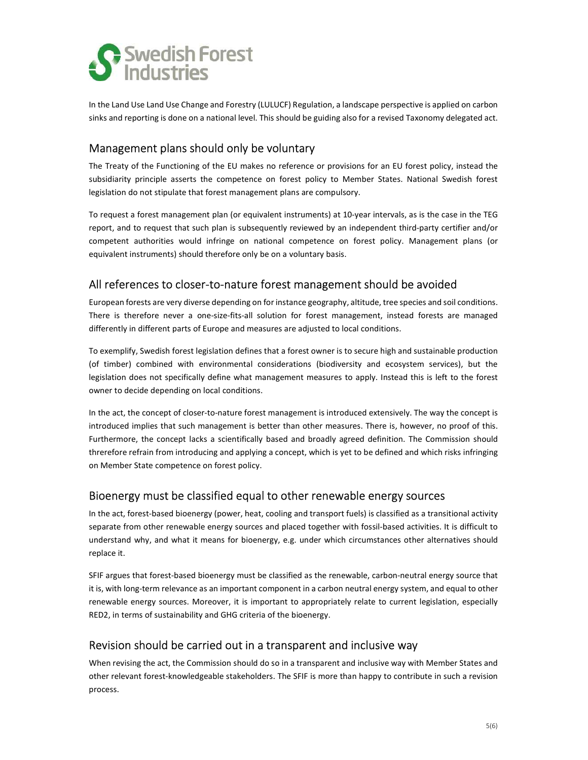In the Land Use Land Use Change and Forestry (LULUCF) Regulation, a landscape perspective is applied on carbon sinks and reporting is done on a national level. This should be guiding also for a revised Taxonomy delegated act.

## Management plans should only be voluntary

The Treaty of the Functioning of the EU makes no reference or provisions for an EU forest policy, instead the subsidiarity principle asserts the competence on forest policy to Member States. National Swedish forest legislation do not stipulate that forest management plans are compulsory.

To request a forest management plan (or equivalent instruments) at 10-year intervals, as is the case in the TEG report, and to request that such plan is subsequently reviewed by an independent third-party certifier and/or competent authorities would infringe on national competence on forest policy. Management plans (or equivalent instruments) should therefore only be on a voluntary basis.

## All references to closer-to-nature forest management should be avoided

European forests are very diverse depending on for instance geography, altitude, tree species and soil conditions. There is therefore never a one-size-fits-all solution for forest management, instead forests are managed differently in different parts of Europe and measures are adjusted to local conditions.

To exemplify, Swedish forest legislation defines that a forest owner is to secure high and sustainable production (of timber) combined with environmental considerations (biodiversity and ecosystem services), but the legislation does not specifically define what management measures to apply. Instead this is left to the forest owner to decide depending on local conditions.

In the act, the concept of closer-to-nature forest management is introduced extensively. The way the concept is introduced implies that such management is better than other measures. There is, however, no proof of this. Furthermore, the concept lacks a scientifically based and broadly agreed definition. The Commission should threrefore refrain from introducing and applying a concept, which is yet to be defined and which risks infringing on Member State competence on forest policy.

## Bioenergy must be classified equal to other renewable energy sources

In the act, forest-based bioenergy (power, heat, cooling and transport fuels) is classified as a transitional activity separate from other renewable energy sources and placed together with fossil-based activities. It is difficult to understand why, and what it means for bioenergy, e.g. under which circumstances other alternatives should replace it.

SFIF argues that forest-based bioenergy must be classified as the renewable, carbon-neutral energy source that it is, with long-term relevance as an important component in a carbon neutral energy system, and equal to other renewable energy sources. Moreover, it is important to appropriately relate to current legislation, especially RED2, in terms of sustainability and GHG criteria of the bioenergy.

## Revision should be carried out in a transparent and inclusive way

When revising the act, the Commission should do so in a transparent and inclusive way with Member States and other relevant forest-knowledgeable stakeholders. The SFIF is more than happy to contribute in such a revision process.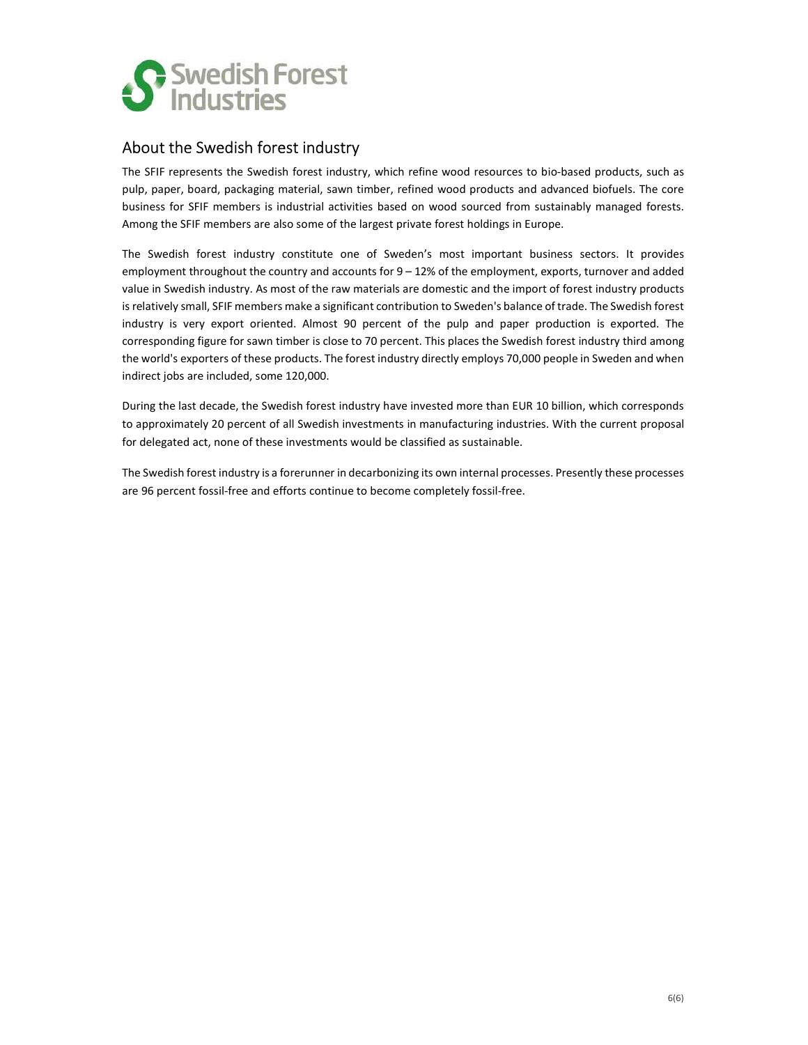## About the Swedish forest industry

The SFIF represents the Swedish forest industry, which refine wood resources to bio-based products, such as pulp, paper, board, packaging material, sawn timber, refined wood products and advanced biofuels. The core business for SFIF members is industrial activities based on wood sourced from sustainably managed forests. Among the SFIF members are also some of the largest private forest holdings in Europe.

The Swedish forest industry constitute one of Sweden's most important business sectors. It provides employment throughout the country and accounts for 9 – 12% of the employment, exports, turnover and added value in Swedish industry. As most of the raw materials are domestic and the import of forest industry products is relatively small, SFIF members make a significant contribution to Sweden's balance of trade. The Swedish forest industry is very export oriented. Almost 90 percent of the pulp and paper production is exported. The corresponding figure for sawn timber is close to 70 percent. This places the Swedish forest industry third among the world's exporters of these products. The forest industry directly employs 70,000 people in Sweden and when indirect jobs are included, some 120,000.

During the last decade, the Swedish forest industry have invested more than EUR 10 billion, which corresponds to approximately 20 percent of all Swedish investments in manufacturing industries. With the current proposal for delegated act, none of these investments would be classified as sustainable.

The Swedish forest industry is a forerunner in decarbonizing its own internal processes. Presently these processes are 96 percent fossil-free and efforts continue to become completely fossil-free.